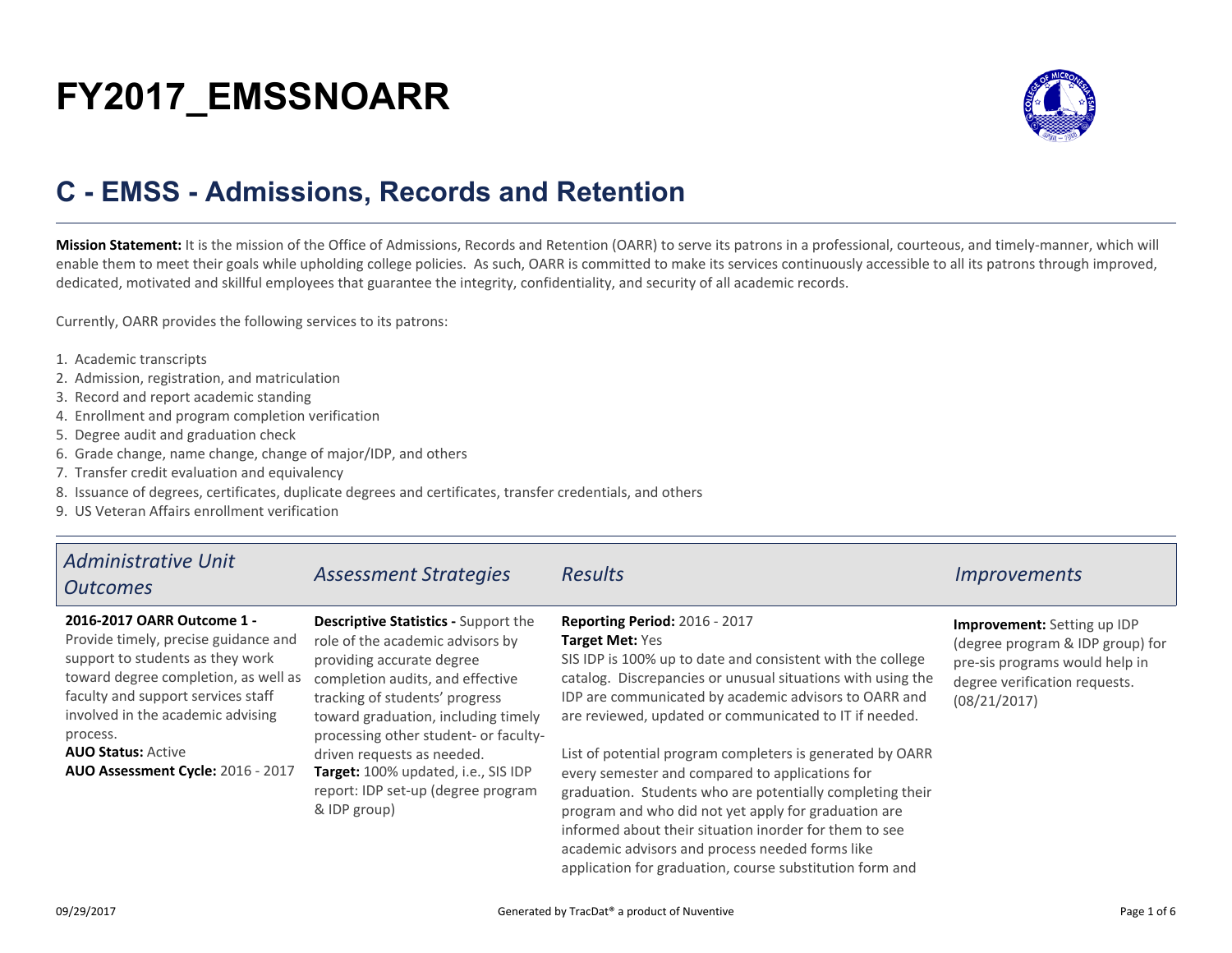# FY2017_EMSSNOARR

## C - EMSS - Admissions, Records and Retention

**Mission Statement:** It is the mission of the Office of Admissions, Records and Retention (OARR) to serve its patrons in a professional, courteous, and timely-manner, which will enable them to meet their goals while upholding college policies. As such, OARR is committed to make its services continuously accessible to all its patrons through improved, dedicated, motivated and skillful employees that guarantee the integrity, confidentiality, and security of all academic records.

Currently, OARR provides the following services to its patrons:

1. Academic transcripts
2. Admission, registration, and matriculation
3. Record and report academic standing
4. Enrollment and program completion verification
5. Degree audit and graduation check
6. Grade change, name change, change of major/IDP, and others
7. Transfer credit evaluation and equivalency
8. Issuance of degrees, certificates, duplicate degrees and certificates, transfer credentials, and others
9. US Veteran Affairs enrollment verification

| *Administrative Unit Outcomes* | *Assessment Strategies* | *Results* | *Improvements* |
|---|---|---|---|
| **2016-2017 OARR Outcome 1 -** Provide timely, precise guidance and support to students as they work toward degree completion, as well as faculty and support services staff involved in the academic advising process.<br>**AUO Status:** Active<br>**AUO Assessment Cycle:** 2016 - 2017 | **Descriptive Statistics -** Support the role of the academic advisors by providing accurate degree completion audits, and effective tracking of students' progress toward graduation, including timely processing other student- or faculty-driven requests as needed.<br>**Target:** 100% updated, i.e., SIS IDP report: IDP set-up (degree program & IDP group) | **Reporting Period:** 2016 - 2017<br>**Target Met:** Yes<br>SIS IDP is 100% up to date and consistent with the college catalog. Discrepancies or unusual situations with using the IDP are communicated by academic advisors to OARR and are reviewed, updated or communicated to IT if needed.<br><br>List of potential program completers is generated by OARR every semester and compared to applications for graduation. Students who are potentially completing their program and who did not yet apply for graduation are informed about their situation inorder for them to see academic advisors and process needed forms like application for graduation, course substitution form and | **Improvement:** Setting up IDP (degree program & IDP group) for pre-sis programs would help in degree verification requests. (08/21/2017) |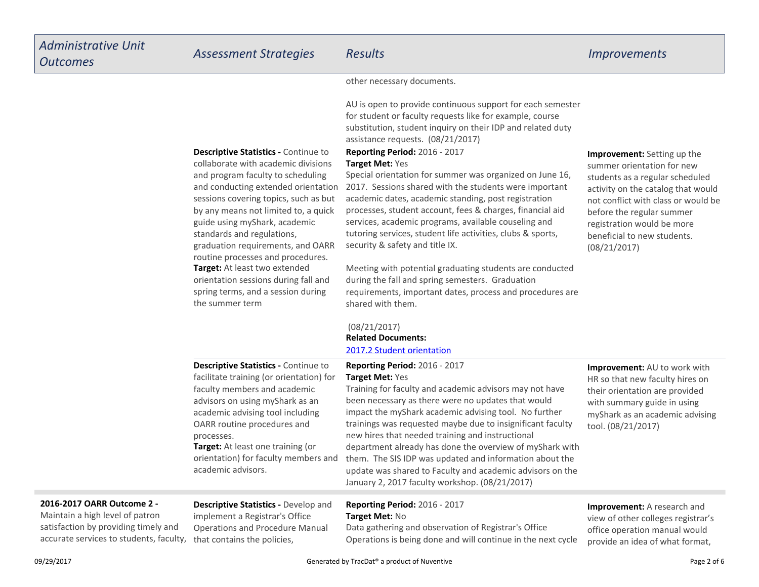| *Administrative Unit Outcomes* | *Assessment Strategies* | *Results* | *Improvements* |
|---|---|---|---|
| | | other necessary documents.<br><br>AU is open to provide continuous support for each semester for student or faculty requests like for example, course substitution, student inquiry on their IDP and related duty assistance requests. (08/21/2017) | |
| | **Descriptive Statistics -** Continue to collaborate with academic divisions and program faculty to scheduling and conducting extended orientation sessions covering topics, such as but by any means not limited to, a quick guide using myShark, academic standards and regulations, graduation requirements, and OARR routine processes and procedures.<br>**Target:** At least two extended orientation sessions during fall and spring terms, and a session during the summer term | **Reporting Period:** 2016 - 2017<br>**Target Met:** Yes<br>Special orientation for summer was organized on June 16, 2017. Sessions shared with the students were important academic dates, academic standing, post registration processes, student account, fees & charges, financial aid services, academic programs, available couseling and tutoring services, student life activities, clubs & sports, security & safety and title IX.<br><br>Meeting with potential graduating students are conducted during the fall and spring semesters. Graduation requirements, important dates, process and procedures are shared with them.<br><br>(08/21/2017)<br>**Related Documents:**<br>2017.2 Student orientation | **Improvement:** Setting up the summer orientation for new students as a regular scheduled activity on the catalog that would not conflict with class or would be before the regular summer registration would be more beneficial to new students. (08/21/2017) |
| | **Descriptive Statistics -** Continue to facilitate training (or orientation) for faculty members and academic advisors on using myShark as an academic advising tool including OARR routine procedures and processes.<br>**Target:** At least one training (or orientation) for faculty members and academic advisors. | **Reporting Period:** 2016 - 2017<br>**Target Met:** Yes<br>Training for faculty and academic advisors may not have been necessary as there were no updates that would impact the myShark academic advising tool. No further trainings was requested maybe due to insignificant faculty new hires that needed training and instructional department already has done the overview of myShark with them. The SIS IDP was updated and information about the update was shared to Faculty and academic advisors on the January 2, 2017 faculty workshop. (08/21/2017) | **Improvement:** AU to work with HR so that new faculty hires on their orientation are provided with summary guide in using myShark as an academic advising tool. (08/21/2017) |
| **2016-2017 OARR Outcome 2 -** Maintain a high level of patron satisfaction by providing timely and accurate services to students, faculty, | **Descriptive Statistics -** Develop and implement a Registrar's Office Operations and Procedure Manual that contains the policies, | **Reporting Period:** 2016 - 2017<br>**Target Met:** No<br>Data gathering and observation of Registrar's Office Operations is being done and will continue in the next cycle | **Improvement:** A research and view of other colleges registrar's office operation manual would provide an idea of what format, |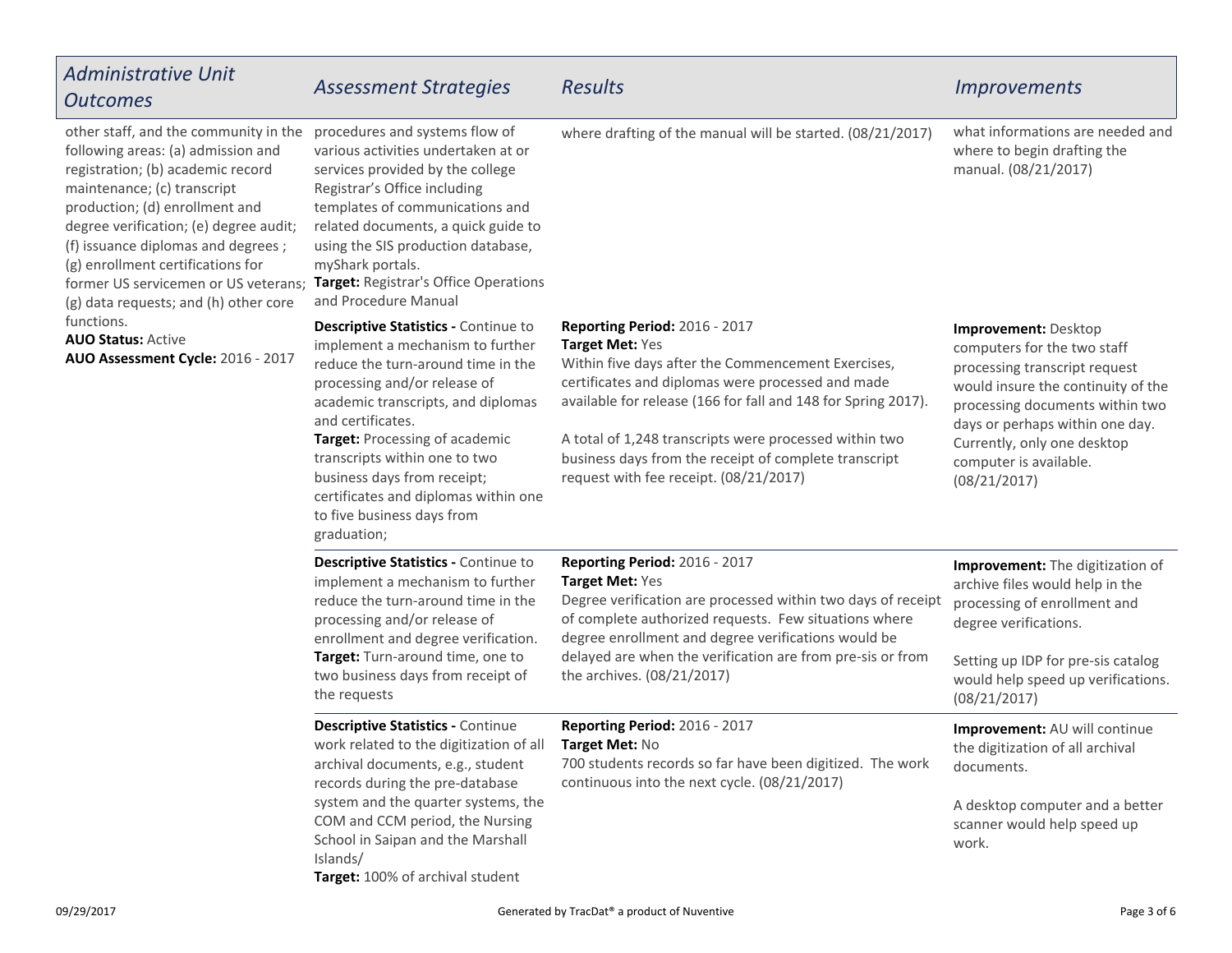| Administrative Unit Outcomes | Assessment Strategies | Results | Improvements |
| --- | --- | --- | --- |
| other staff, and the community in the following areas: (a) admission and registration; (b) academic record maintenance; (c) transcript production; (d) enrollment and degree verification; (e) degree audit; (f) issuance diplomas and degrees ; (g) enrollment certifications for former US servicemen or US veterans; (g) data requests; and (h) other core functions.<br>**AUO Status:** Active<br>**AUO Assessment Cycle:** 2016 - 2017 | procedures and systems flow of various activities undertaken at or services provided by the college Registrar's Office including templates of communications and related documents, a quick guide to using the SIS production database, myShark portals.<br>**Target:** Registrar's Office Operations and Procedure Manual | where drafting of the manual will be started. (08/21/2017) | what informations are needed and where to begin drafting the manual. (08/21/2017) |
| | **Descriptive Statistics -** Continue to implement a mechanism to further reduce the turn-around time in the processing and/or release of academic transcripts, and diplomas and certificates.<br>**Target:** Processing of academic transcripts within one to two business days from receipt; certificates and diplomas within one to five business days from graduation; | **Reporting Period:** 2016 - 2017<br>**Target Met:** Yes<br>Within five days after the Commencement Exercises, certificates and diplomas were processed and made available for release (166 for fall and 148 for Spring 2017).<br><br>A total of 1,248 transcripts were processed within two business days from the receipt of complete transcript request with fee receipt. (08/21/2017) | **Improvement:** Desktop computers for the two staff processing transcript request would insure the continuity of the processing documents within two days or perhaps within one day. Currently, only one desktop computer is available. (08/21/2017) |
| | **Descriptive Statistics -** Continue to implement a mechanism to further reduce the turn-around time in the processing and/or release of enrollment and degree verification.<br>**Target:** Turn-around time, one to two business days from receipt of the requests | **Reporting Period:** 2016 - 2017<br>**Target Met:** Yes<br>Degree verification are processed within two days of receipt of complete authorized requests. Few situations where degree enrollment and degree verifications would be delayed are when the verification are from pre-sis or from the archives. (08/21/2017) | **Improvement:** The digitization of archive files would help in the processing of enrollment and degree verifications.<br><br>Setting up IDP for pre-sis catalog would help speed up verifications. (08/21/2017) |
| | **Descriptive Statistics -** Continue work related to the digitization of all archival documents, e.g., student records during the pre-database system and the quarter systems, the COM and CCM period, the Nursing School in Saipan and the Marshall Islands/<br>**Target:** 100% of archival student | **Reporting Period:** 2016 - 2017<br>**Target Met:** No<br>700 students records so far have been digitized. The work continuous into the next cycle. (08/21/2017) | **Improvement:** AU will continue the digitization of all archival documents.<br><br>A desktop computer and a better scanner would help speed up work. |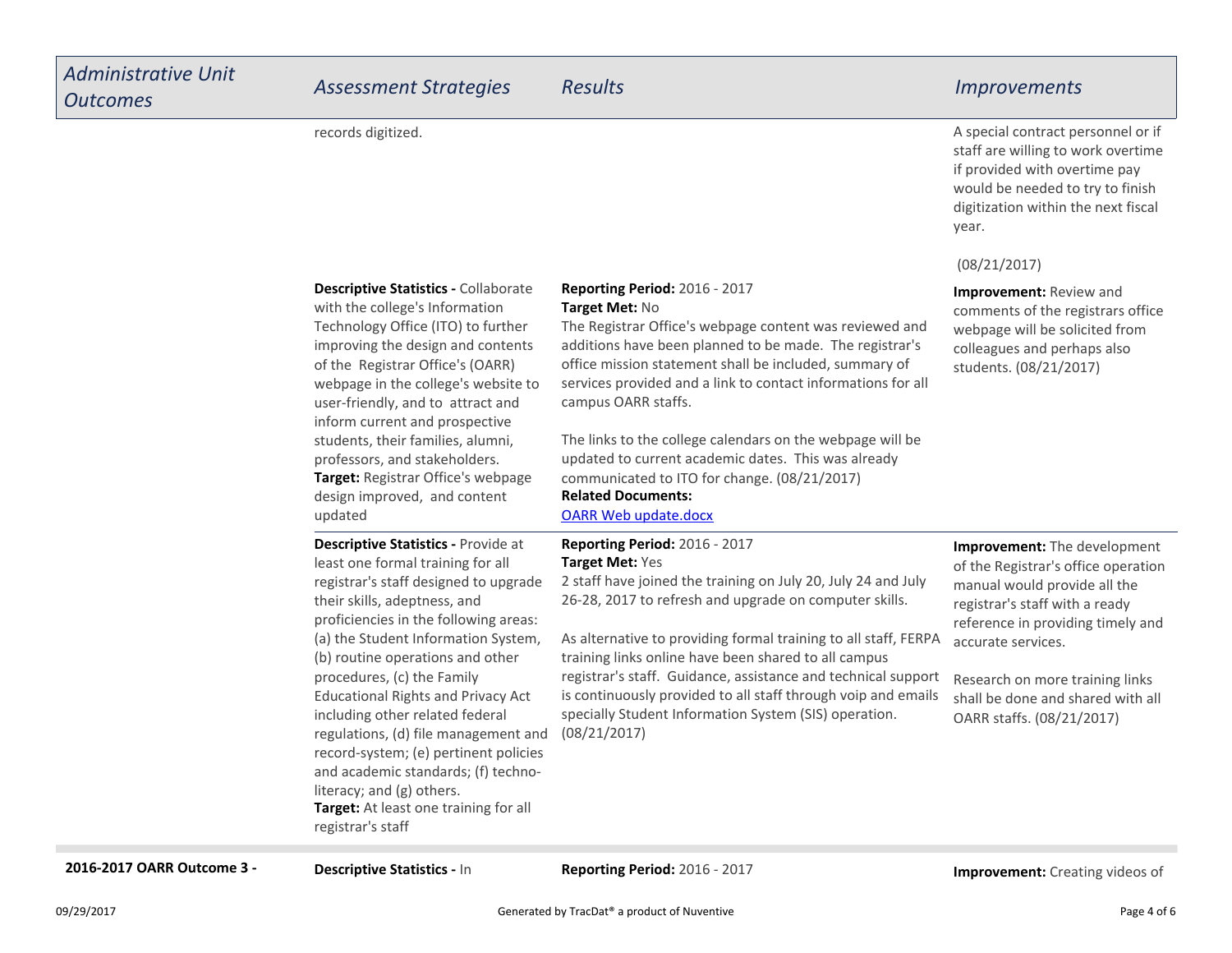| *Administrative Unit Outcomes* | *Assessment Strategies* | *Results* | *Improvements* |
|---|---|---|---|
| | records digitized. | | A special contract personnel or if staff are willing to work overtime if provided with overtime pay would be needed to try to finish digitization within the next fiscal year.<br><br>(08/21/2017) |
| | **Descriptive Statistics -** Collaborate with the college's Information Technology Office (ITO) to further improving the design and contents of the Registrar Office's (OARR) webpage in the college's website to user-friendly, and to attract and inform current and prospective students, their families, alumni, professors, and stakeholders.<br>**Target:** Registrar Office's webpage design improved, and content updated | **Reporting Period:** 2016 - 2017<br>**Target Met:** No<br>The Registrar Office's webpage content was reviewed and additions have been planned to be made. The registrar's office mission statement shall be included, summary of services provided and a link to contact informations for all campus OARR staffs.<br><br>The links to the college calendars on the webpage will be updated to current academic dates. This was already communicated to ITO for change. (08/21/2017)<br>**Related Documents:**<br>OARR Web update.docx | **Improvement:** Review and comments of the registrars office webpage will be solicited from colleagues and perhaps also students. (08/21/2017) |
| | **Descriptive Statistics -** Provide at least one formal training for all registrar's staff designed to upgrade their skills, adeptness, and proficiencies in the following areas: (a) the Student Information System, (b) routine operations and other procedures, (c) the Family Educational Rights and Privacy Act including other related federal regulations, (d) file management and record-system; (e) pertinent policies and academic standards; (f) techno-literacy; and (g) others.<br>**Target:** At least one training for all registrar's staff | **Reporting Period:** 2016 - 2017<br>**Target Met:** Yes<br>2 staff have joined the training on July 20, July 24 and July 26-28, 2017 to refresh and upgrade on computer skills.<br><br>As alternative to providing formal training to all staff, FERPA training links online have been shared to all campus registrar's staff. Guidance, assistance and technical support is continuously provided to all staff through voip and emails specially Student Information System (SIS) operation. (08/21/2017) | **Improvement:** The development of the Registrar's office operation manual would provide all the registrar's staff with a ready reference in providing timely and accurate services.<br><br>Research on more training links shall be done and shared with all OARR staffs. (08/21/2017) |
| **2016-2017 OARR Outcome 3 -** | **Descriptive Statistics -** In | **Reporting Period:** 2016 - 2017 | **Improvement:** Creating videos of |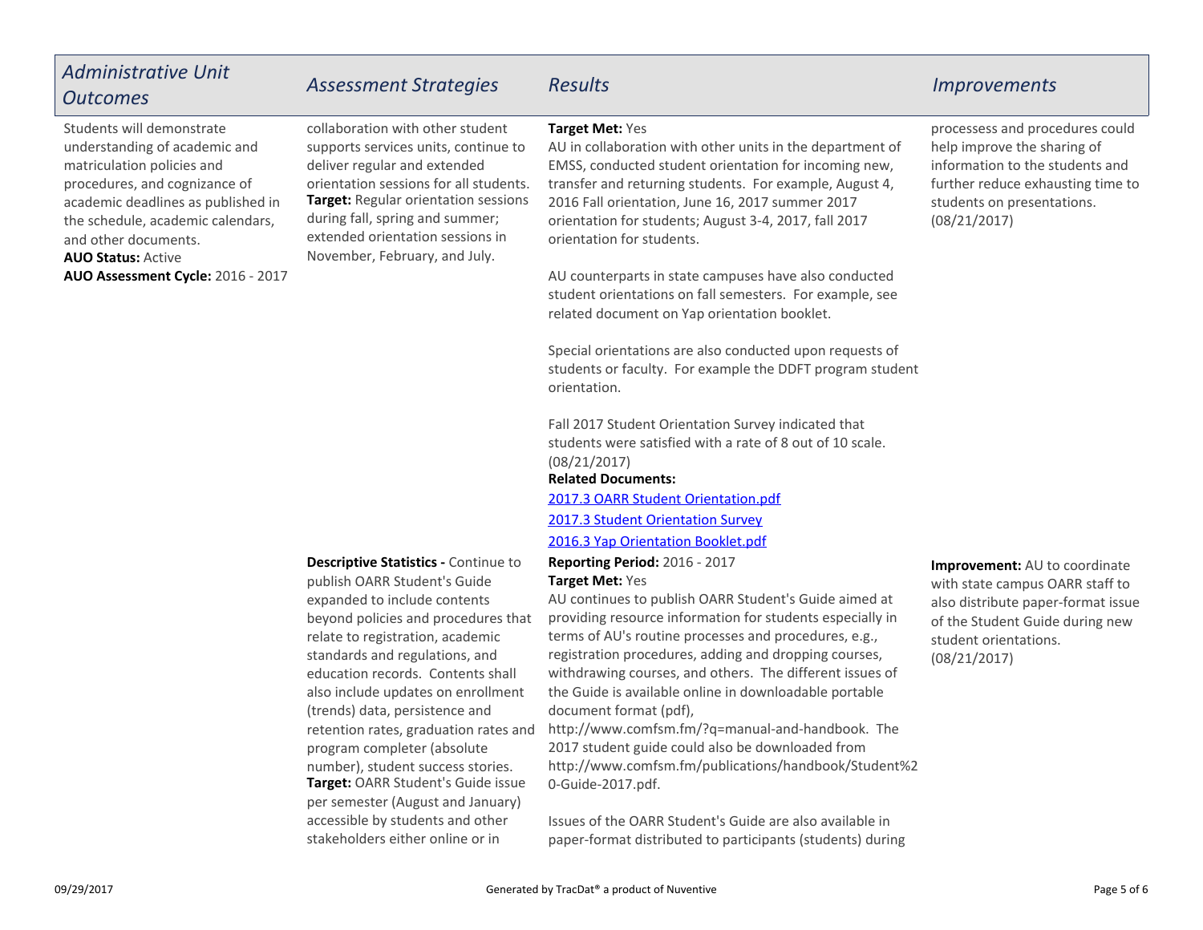| *Administrative Unit Outcomes* | *Assessment Strategies* | *Results* | *Improvements* |
|---|---|---|---|
| Students will demonstrate understanding of academic and matriculation policies and procedures, and cognizance of academic deadlines as published in the schedule, academic calendars, and other documents.<br>**AUO Status:** Active<br>**AUO Assessment Cycle:** 2016 - 2017 | collaboration with other student supports services units, continue to deliver regular and extended orientation sessions for all students.<br>**Target:** Regular orientation sessions during fall, spring and summer; extended orientation sessions in November, February, and July. | **Target Met:** Yes<br>AU in collaboration with other units in the department of EMSS, conducted student orientation for incoming new, transfer and returning students. For example, August 4, 2016 Fall orientation, June 16, 2017 summer 2017 orientation for students; August 3-4, 2017, fall 2017 orientation for students.<br><br>AU counterparts in state campuses have also conducted student orientations on fall semesters. For example, see related document on Yap orientation booklet.<br><br>Special orientations are also conducted upon requests of students or faculty. For example the DDFT program student orientation.<br><br>Fall 2017 Student Orientation Survey indicated that students were satisfied with a rate of 8 out of 10 scale. (08/21/2017)<br>**Related Documents:**<br>2017.3 OARR Student Orientation.pdf<br>2017.3 Student Orientation Survey<br>2016.3 Yap Orientation Booklet.pdf | processess and procedures could help improve the sharing of information to the students and further reduce exhausting time to students on presentations. (08/21/2017) |
| | **Descriptive Statistics -** Continue to publish OARR Student's Guide expanded to include contents beyond policies and procedures that relate to registration, academic standards and regulations, and education records. Contents shall also include updates on enrollment (trends) data, persistence and retention rates, graduation rates and program completer (absolute number), student success stories.<br>**Target:** OARR Student's Guide issue per semester (August and January) accessible by students and other stakeholders either online or in | **Reporting Period:** 2016 - 2017<br>**Target Met:** Yes<br>AU continues to publish OARR Student's Guide aimed at providing resource information for students especially in terms of AU's routine processes and procedures, e.g., registration procedures, adding and dropping courses, withdrawing courses, and others. The different issues of the Guide is available online in downloadable portable document format (pdf), http://www.comfsm.fm/?q=manual-and-handbook. The 2017 student guide could also be downloaded from http://www.comfsm.fm/publications/handbook/Student%20-Guide-2017.pdf.<br><br>Issues of the OARR Student's Guide are also available in paper-format distributed to participants (students) during | **Improvement:** AU to coordinate with state campus OARR staff to also distribute paper-format issue of the Student Guide during new student orientations. (08/21/2017) |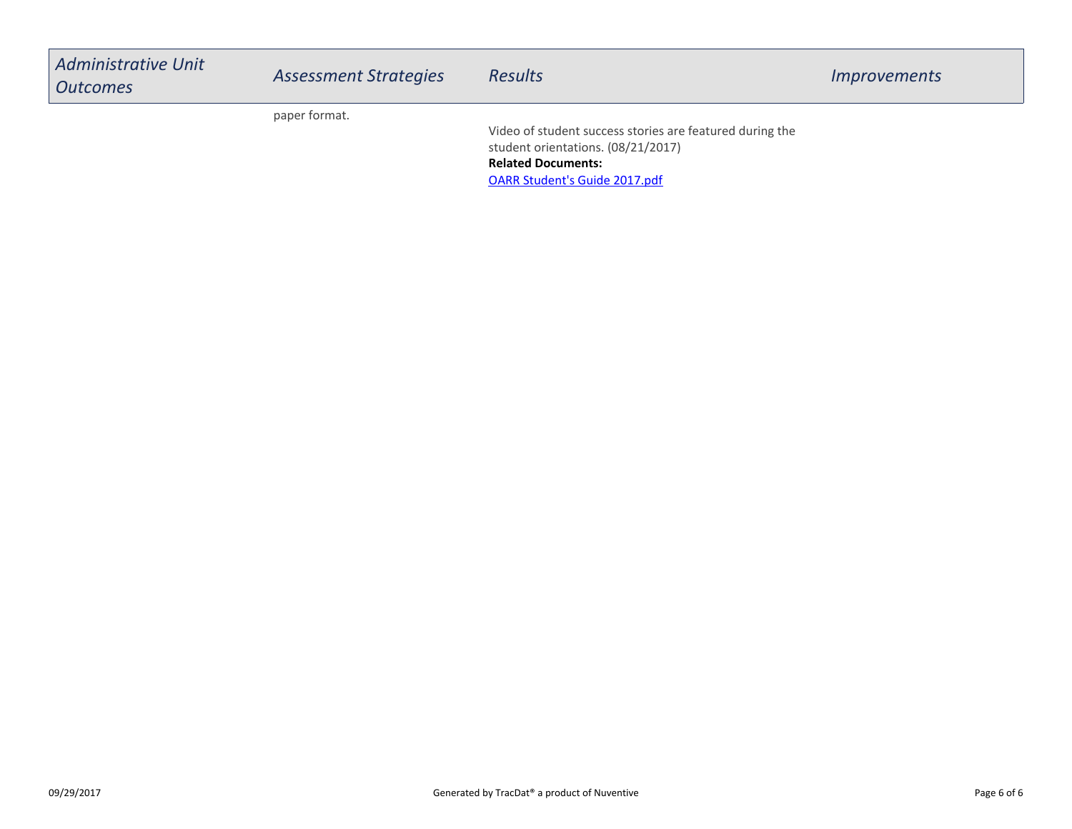| Administrative Unit Outcomes | Assessment Strategies | Results | Improvements |
| --- | --- | --- | --- |
| | paper format. | Video of student success stories are featured during the student orientations. (08/21/2017)<br>**Related Documents:**<br>OARR Student's Guide 2017.pdf | |